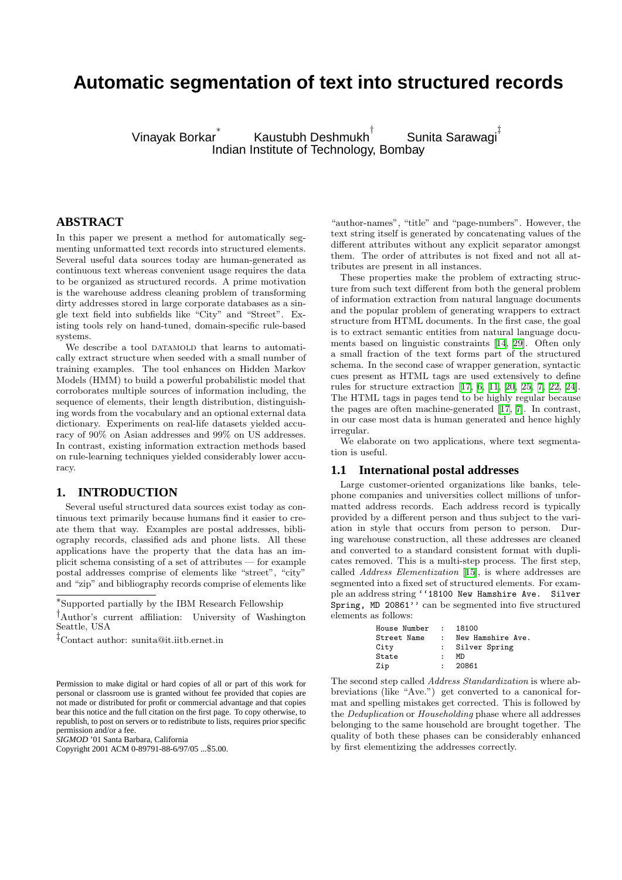# Automatic segmentation of text into structured records

Vinayak Borkar[*] Kaustubh Deshmukh[†] Sunita Sarawagi[‡]
Indian Institute of Technology, Bombay

## ABSTRACT

In this paper we present a method for automatically segmenting unformatted text records into structured elements. Several useful data sources today are human-generated as continuous text whereas convenient usage requires the data to be organized as structured records. A prime motivation is the warehouse address cleaning problem of transforming dirty addresses stored in large corporate databases as a single text field into subfields like "City" and "Street". Existing tools rely on hand-tuned, domain-specific rule-based systems.

We describe a tool DATAMOLD that learns to automatically extract structure when seeded with a small number of training examples. The tool enhances on Hidden Markov Models (HMM) to build a powerful probabilistic model that corroborates multiple sources of information including, the sequence of elements, their length distribution, distinguishing words from the vocabulary and an optional external data dictionary. Experiments on real-life datasets yielded accuracy of 90% on Asian addresses and 99% on US addresses. In contrast, existing information extraction methods based on rule-learning techniques yielded considerably lower accuracy.

## 1. INTRODUCTION

Several useful structured data sources exist today as continuous text primarily because humans find it easier to create them that way. Examples are postal addresses, bibliography records, classified ads and phone lists. All these applications have the property that the data has an implicit schema consisting of a set of attributes — for example postal addresses comprise of elements like "street", "city" and "zip" and bibliography records comprise of elements like "author-names", "title" and "page-numbers". However, the text string itself is generated by concatenating values of the different attributes without any explicit separator amongst them. The order of attributes is not fixed and not all attributes are present in all instances.

These properties make the problem of extracting structure from such text different from both the general problem of information extraction from natural language documents and the popular problem of generating wrappers to extract structure from HTML documents. In the first case, the goal is to extract semantic entities from natural language documents based on linguistic constraints [14, 29]. Often only a small fraction of the text forms part of the structured schema. In the second case of wrapper generation, syntactic cues present as HTML tags are used extensively to define rules for structure extraction [17, 6, 11, 20, 25, 7, 22, 24]. The HTML tags in pages tend to be highly regular because the pages are often machine-generated [17, 7]. In contrast, in our case most data is human generated and hence highly irregular.

We elaborate on two applications, where text segmentation is useful.

### 1.1 International postal addresses

Large customer-oriented organizations like banks, telephone companies and universities collect millions of unformatted address records. Each address record is typically provided by a different person and thus subject to the variation in style that occurs from person to person. During warehouse construction, all these addresses are cleaned and converted to a standard consistent format with duplicates removed. This is a multi-step process. The first step, called *Address Elementization* [15], is where addresses are segmented into a fixed set of structured elements. For example an address string ``18100 New Hamshire Ave. Silver Spring, MD 20861'' can be segmented into five structured elements as follows:

```
House Number  :  18100
Street Name   :  New Hamshire Ave.
City          :  Silver Spring
State         :  MD
Zip           :  20861
```

The second step called *Address Standardization* is where abbreviations (like "Ave.") get converted to a canonical format and spelling mistakes get corrected. This is followed by the *Deduplication* or *Householding* phase where all addresses belonging to the same household are brought together. The quality of both these phases can be considerably enhanced by first elementizing the addresses correctly.

---

[*]Supported partially by the IBM Research Fellowship

[†]Author's current affiliation: University of Washington Seattle, USA

[‡]Contact author: sunita@it.iitb.ernet.in

Permission to make digital or hard copies of all or part of this work for personal or classroom use is granted without fee provided that copies are not made or distributed for profit or commercial advantage and that copies bear this notice and the full citation on the first page. To copy otherwise, to republish, to post on servers or to redistribute to lists, requires prior specific permission and/or a fee.
*SIGMOD* '01 Santa Barbara, California
Copyright 2001 ACM 0-89791-88-6/97/05 ...$5.00.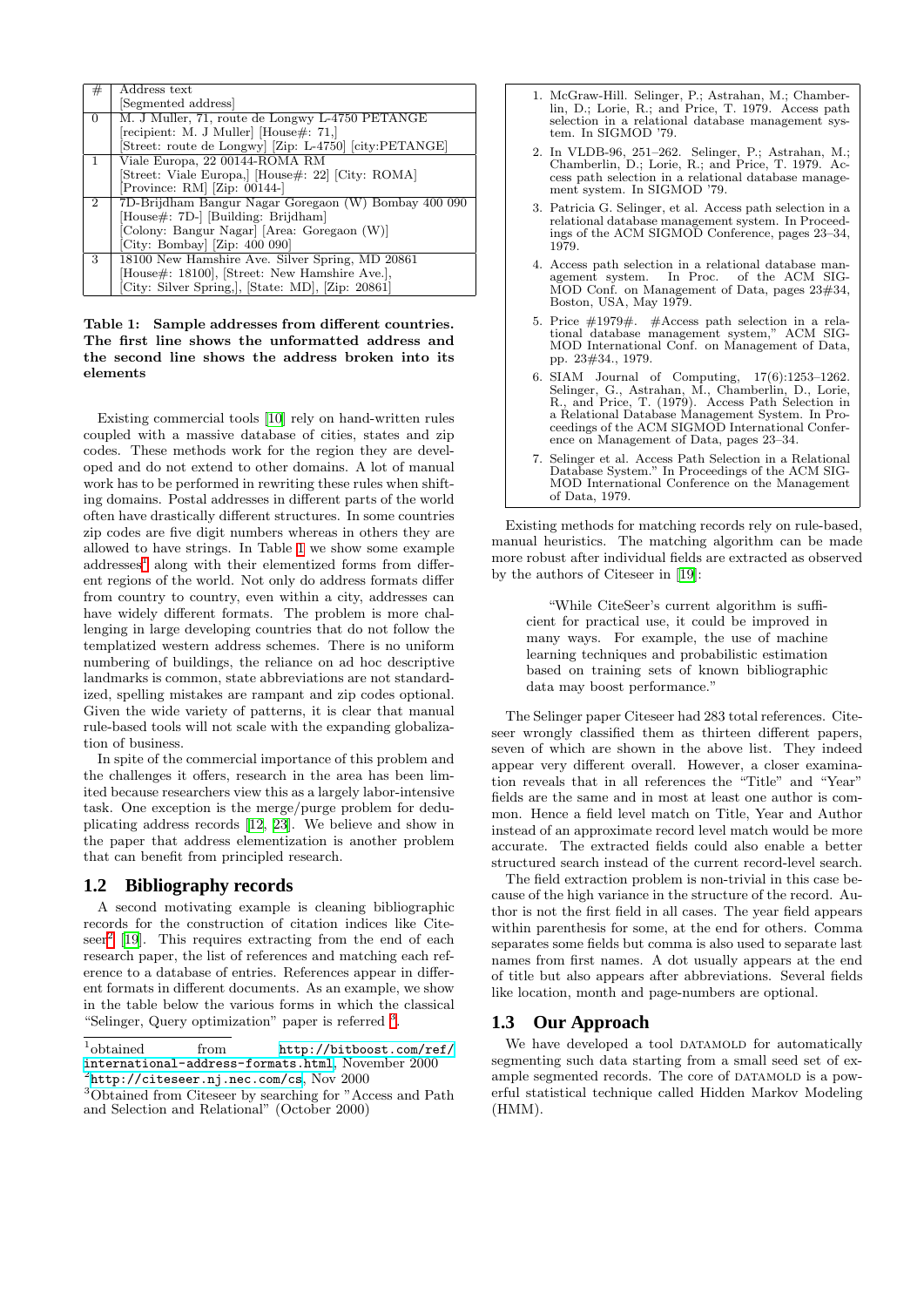| # | Address text [Segmented address] |
|---|---|
| 0 | M. J Muller, 71, route de Longwy L-4750 PETANGE [recipient: M. J Muller] [House#: 71,] [Street: route de Longwy] [Zip: L-4750] [city:PETANGE] |
| 1 | Viale Europa, 22 00144-ROMA RM [Street: Viale Europa,] [House#: 22] [City: ROMA] [Province: RM] [Zip: 00144-] |
| 2 | 7D-Brijdham Bangur Nagar Goregaon (W) Bombay 400 090 [House#: 7D-] [Building: Brijdham] [Colony: Bangur Nagar] [Area: Goregaon (W)] [City: Bombay] [Zip: 400 090] |
| 3 | 18100 New Hamshire Ave. Silver Spring, MD 20861 [House#: 18100], [Street: New Hamshire Ave.], [City: Silver Spring,], [State: MD], [Zip: 20861] |

**Table 1: Sample addresses from different countries. The first line shows the unformatted address and the second line shows the address broken into its elements**

Existing commercial tools [10] rely on hand-written rules coupled with a massive database of cities, states and zip codes. These methods work for the region they are developed and do not extend to other domains. A lot of manual work has to be performed in rewriting these rules when shifting domains. Postal addresses in different parts of the world often have drastically different structures. In some countries zip codes are five digit numbers whereas in others they are allowed to have strings. In Table 1 we show some example addresses[1] along with their elementized forms from different regions of the world. Not only do address formats differ from country to country, even within a city, addresses can have widely different formats. The problem is more challenging in large developing countries that do not follow the templatized western address schemes. There is no uniform numbering of buildings, the reliance on ad hoc descriptive landmarks is common, state abbreviations are not standardized, spelling mistakes are rampant and zip codes optional. Given the wide variety of patterns, it is clear that manual rule-based tools will not scale with the expanding globalization of business.

In spite of the commercial importance of this problem and the challenges it offers, research in the area has been limited because researchers view this as a largely labor-intensive task. One exception is the merge/purge problem for deduplicating address records [12, 23]. We believe and show in the paper that address elementization is another problem that can benefit from principled research.

## 1.2 Bibliography records

A second motivating example is cleaning bibliographic records for the construction of citation indices like Citeseer[2] [19]. This requires extracting from the end of each research paper, the list of references and matching each reference to a database of entries. References appear in different formats in different documents. As an example, we show in the table below the various forms in which the classical "Selinger, Query optimization" paper is referred [3].

[1] obtained from http://bitboost.com/ref/international-address-formats.html, November 2000

[2] http://citeseer.nj.nec.com/cs, Nov 2000

[3] Obtained from Citeseer by searching for "Access and Path and Selection and Relational" (October 2000)

1. McGraw-Hill. Selinger, P.; Astrahan, M.; Chamberlin, D.; Lorie, R.; and Price, T. 1979. Access path selection in a relational database management system. In SIGMOD '79.
2. In VLDB-96, 251–262. Selinger, P.; Astrahan, M.; Chamberlin, D.; Lorie, R.; and Price, T. 1979. Access path selection in a relational database management system. In SIGMOD '79.
3. Patricia G. Selinger, et al. Access path selection in a relational database management system. In Proceedings of the ACM SIGMOD Conference, pages 23–34, 1979.
4. Access path selection in a relational database management system. In Proc. of the ACM SIGMOD Conf. on Management of Data, pages 23#34, Boston, USA, May 1979.
5. Price #1979#. #Access path selection in a relational database management system," ACM SIGMOD International Conf. on Management of Data, pp. 23#34., 1979.
6. SIAM Journal of Computing, 17(6):1253–1262. Selinger, G., Astrahan, M., Chamberlin, D., Lorie, R., and Price, T. (1979). Access Path Selection in a Relational Database Management System. In Proceedings of the ACM SIGMOD International Conference on Management of Data, pages 23–34.
7. Selinger et al. Access Path Selection in a Relational Database System." In Proceedings of the ACM SIGMOD International Conference on the Management of Data, 1979.

Existing methods for matching records rely on rule-based, manual heuristics. The matching algorithm can be made more robust after individual fields are extracted as observed by the authors of Citeseer in [19]:

> "While CiteSeer's current algorithm is sufficient for practical use, it could be improved in many ways. For example, the use of machine learning techniques and probabilistic estimation based on training sets of known bibliographic data may boost performance."

The Selinger paper Citeseer had 283 total references. Citeseer wrongly classified them as thirteen different papers, seven of which are shown in the above list. They indeed appear very different overall. However, a closer examination reveals that in all references the "Title" and "Year" fields are the same and in most at least one author is common. Hence a field level match on Title, Year and Author instead of an approximate record level match would be more accurate. The extracted fields could also enable a better structured search instead of the current record-level search.

The field extraction problem is non-trivial in this case because of the high variance in the structure of the record. Author is not the first field in all cases. The year field appears within parenthesis for some, at the end for others. Comma separates some fields but comma is also used to separate last names from first names. A dot usually appears at the end of title but also appears after abbreviations. Several fields like location, month and page-numbers are optional.

## 1.3 Our Approach

We have developed a tool DATAMOLD for automatically segmenting such data starting from a small seed set of example segmented records. The core of DATAMOLD is a powerful statistical technique called Hidden Markov Modeling (HMM).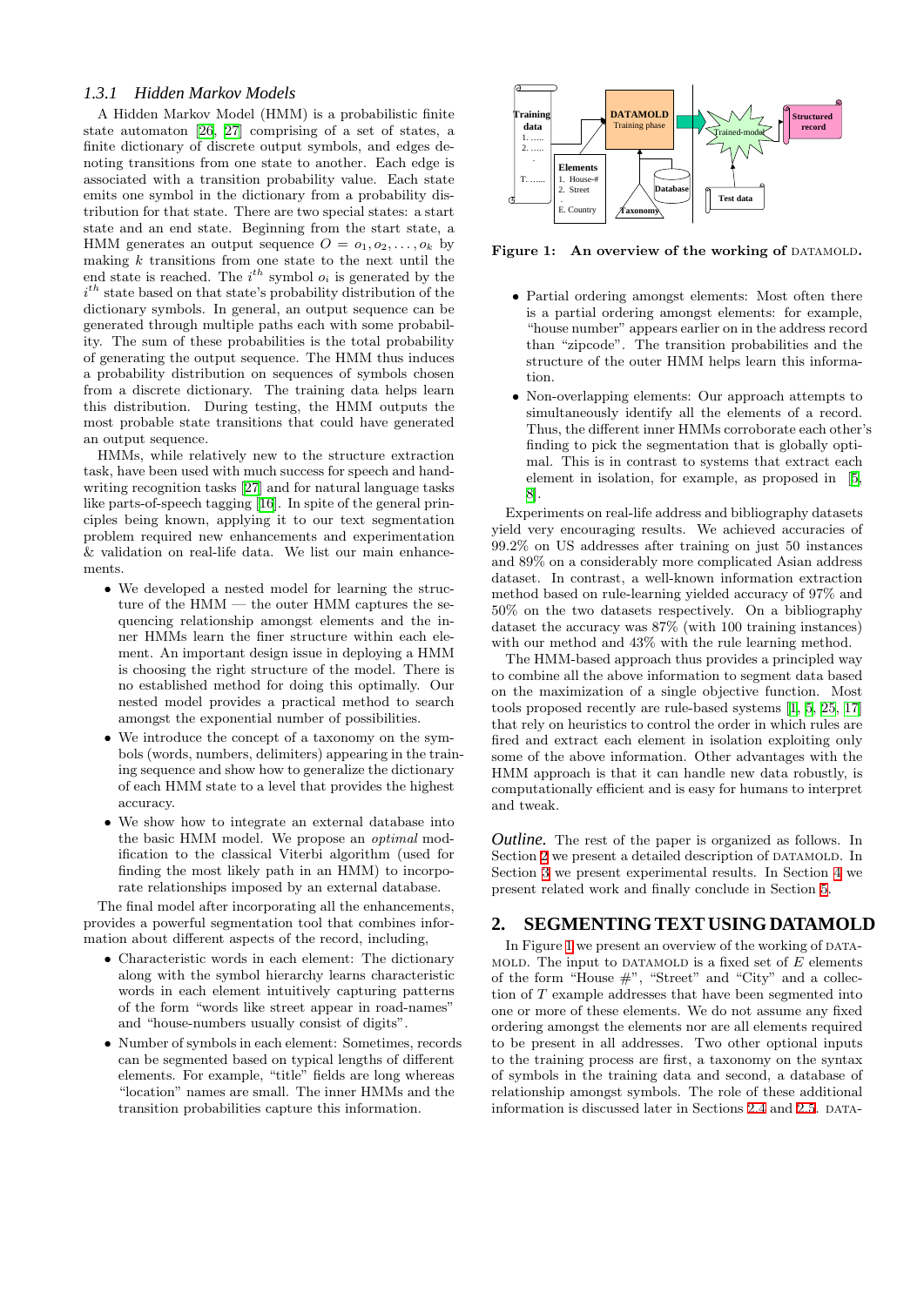### 1.3.1 Hidden Markov Models

A Hidden Markov Model (HMM) is a probabilistic finite state automaton [26, 27] comprising of a set of states, a finite dictionary of discrete output symbols, and edges denoting transitions from one state to another. Each edge is associated with a transition probability value. Each state emits one symbol in the dictionary from a probability distribution for that state. There are two special states: a start state and an end state. Beginning from the start state, a HMM generates an output sequence $O = o_1, o_2, \ldots, o_k$ by making $k$ transitions from one state to the next until the end state is reached. The $i^{th}$ symbol $o_i$ is generated by the $i^{th}$ state based on that state's probability distribution of the dictionary symbols. In general, an output sequence can be generated through multiple paths each with some probability. The sum of these probabilities is the total probability of generating the output sequence. The HMM thus induces a probability distribution on sequences of symbols chosen from a discrete dictionary. The training data helps learn this distribution. During testing, the HMM outputs the most probable state transitions that could have generated an output sequence.

HMMs, while relatively new to the structure extraction task, have been used with much success for speech and handwriting recognition tasks [27] and for natural language tasks like parts-of-speech tagging [16]. In spite of the general principles being known, applying it to our text segmentation problem required new enhancements and experimentation & validation on real-life data. We list our main enhancements.

- We developed a nested model for learning the structure of the HMM — the outer HMM captures the sequencing relationship amongst elements and the inner HMMs learn the finer structure within each element. An important design issue in deploying a HMM is choosing the right structure of the model. There is no established method for doing this optimally. Our nested model provides a practical method to search amongst the exponential number of possibilities.
- We introduce the concept of a taxonomy on the symbols (words, numbers, delimiters) appearing in the training sequence and show how to generalize the dictionary of each HMM state to a level that provides the highest accuracy.
- We show how to integrate an external database into the basic HMM model. We propose an *optimal* modification to the classical Viterbi algorithm (used for finding the most likely path in an HMM) to incorporate relationships imposed by an external database.

The final model after incorporating all the enhancements, provides a powerful segmentation tool that combines information about different aspects of the record, including,

- Characteristic words in each element: The dictionary along with the symbol hierarchy learns characteristic words in each element intuitively capturing patterns of the form "words like street appear in road-names" and "house-numbers usually consist of digits".
- Number of symbols in each element: Sometimes, records can be segmented based on typical lengths of different elements. For example, "title" fields are long whereas "location" names are small. The inner HMMs and the transition probabilities capture this information.

**Figure 1: An overview of the working of DATAMOLD.**

- Partial ordering amongst elements: Most often there is a partial ordering amongst elements: for example, "house number" appears earlier on in the address record than "zipcode". The transition probabilities and the structure of the outer HMM helps learn this information.
- Non-overlapping elements: Our approach attempts to simultaneously identify all the elements of a record. Thus, the different inner HMMs corroborate each other's finding to pick the segmentation that is globally optimal. This is in contrast to systems that extract each element in isolation, for example, as proposed in [5, 8].

Experiments on real-life address and bibliography datasets yield very encouraging results. We achieved accuracies of 99.2% on US addresses after training on just 50 instances and 89% on a considerably more complicated Asian address dataset. In contrast, a well-known information extraction method based on rule-learning yielded accuracy of 97% and 50% on the two datasets respectively. On a bibliography dataset the accuracy was 87% (with 100 training instances) with our method and 43% with the rule learning method.

The HMM-based approach thus provides a principled way to combine all the above information to segment data based on the maximization of a single objective function. Most tools proposed recently are rule-based systems [1, 5, 25, 17] that rely on heuristics to control the order in which rules are fired and extract each element in isolation exploiting only some of the above information. Other advantages with the HMM approach is that it can handle new data robustly, is computationally efficient and is easy for humans to interpret and tweak.

*Outline.* The rest of the paper is organized as follows. In Section 2 we present a detailed description of DATAMOLD. In Section 3 we present experimental results. In Section 4 we present related work and finally conclude in Section 5.

## 2. SEGMENTING TEXT USING DATAMOLD

In Figure 1 we present an overview of the working of DATAMOLD. The input to DATAMOLD is a fixed set of $E$ elements of the form "House #", "Street" and "City" and a collection of $T$ example addresses that have been segmented into one or more of these elements. We do not assume any fixed ordering amongst the elements nor are all elements required to be present in all addresses. Two other optional inputs to the training process are first, a taxonomy on the syntax of symbols in the training data and second, a database of relationship amongst symbols. The role of these additional information is discussed later in Sections 2.4 and 2.5. DATA-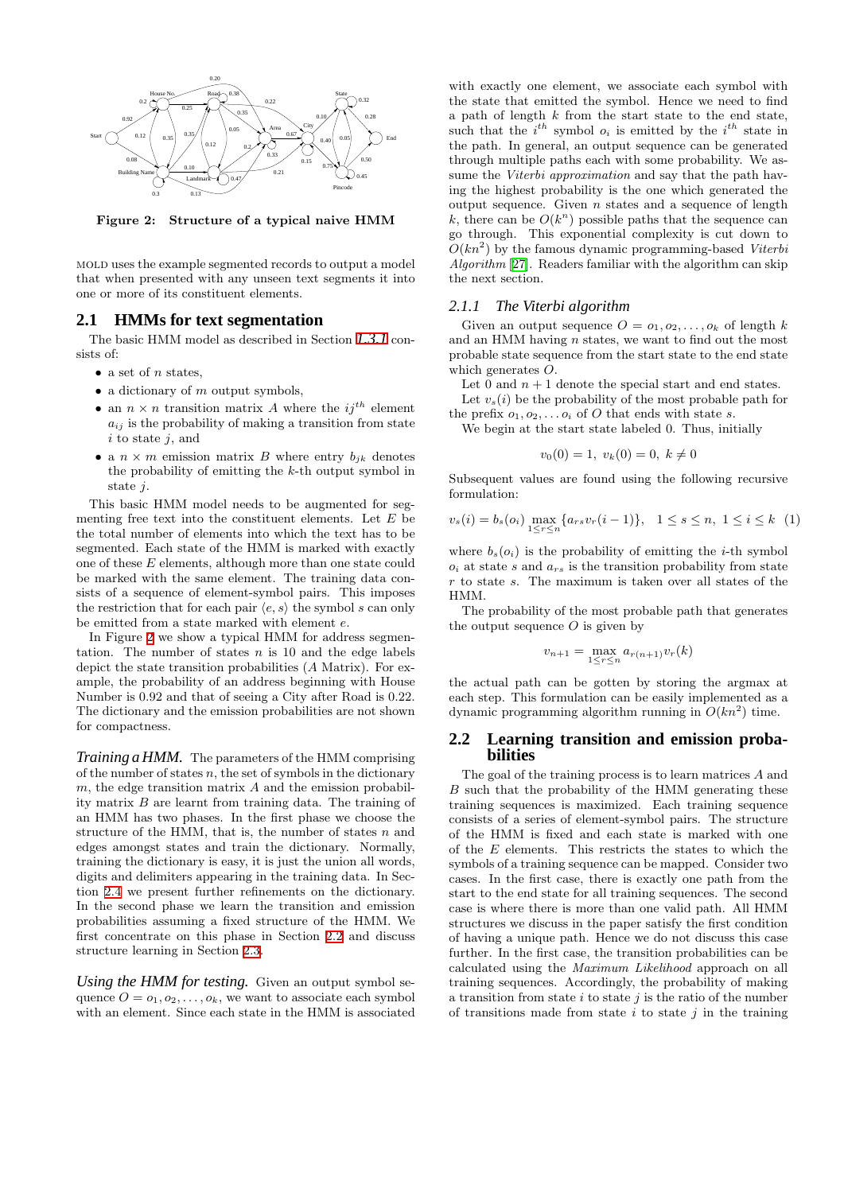**Figure 2: Structure of a typical naive HMM**

MOLD uses the example segmented records to output a model that when presented with any unseen text segments it into one or more of its constituent elements.

## 2.1 HMMs for text segmentation

The basic HMM model as described in Section 1.3.1 consists of:

- a set of $n$ states,
- a dictionary of $m$ output symbols,
- an $n \times n$ transition matrix $A$ where the $ij^{th}$ element $a_{ij}$ is the probability of making a transition from state $i$ to state $j$, and
- a $n \times m$ emission matrix $B$ where entry $b_{jk}$ denotes the probability of emitting the $k$-th output symbol in state $j$.

This basic HMM model needs to be augmented for segmenting free text into the constituent elements. Let $E$ be the total number of elements into which the text has to be segmented. Each state of the HMM is marked with exactly one of these $E$ elements, although more than one state could be marked with the same element. The training data consists of a sequence of element-symbol pairs. This imposes the restriction that for each pair $\langle e, s \rangle$ the symbol $s$ can only be emitted from a state marked with element $e$.

In Figure 2 we show a typical HMM for address segmentation. The number of states $n$ is 10 and the edge labels depict the state transition probabilities ($A$ Matrix). For example, the probability of an address beginning with House Number is 0.92 and that of seeing a City after Road is 0.22. The dictionary and the emission probabilities are not shown for compactness.

***Training a HMM.*** The parameters of the HMM comprising of the number of states $n$, the set of symbols in the dictionary $m$, the edge transition matrix $A$ and the emission probability matrix $B$ are learnt from training data. The training of an HMM has two phases. In the first phase we choose the structure of the HMM, that is, the number of states $n$ and edges amongst states and train the dictionary. Normally, training the dictionary is easy, it is just the union all words, digits and delimiters appearing in the training data. In Section 2.4 we present further refinements on the dictionary. In the second phase we learn the transition and emission probabilities assuming a fixed structure of the HMM. We first concentrate on this phase in Section 2.2 and discuss structure learning in Section 2.3.

***Using the HMM for testing.*** Given an output symbol sequence $O = o_1, o_2, \ldots, o_k$, we want to associate each symbol with an element. Since each state in the HMM is associated with exactly one element, we associate each symbol with the state that emitted the symbol. Hence we need to find a path of length $k$ from the start state to the end state, such that the $i^{th}$ symbol $o_i$ is emitted by the $i^{th}$ state in the path. In general, an output sequence can be generated through multiple paths each with some probability. We assume the *Viterbi approximation* and say that the path having the highest probability is the one which generated the output sequence. Given $n$ states and a sequence of length $k$, there can be $O(k^n)$ possible paths that the sequence can go through. This exponential complexity is cut down to $O(kn^2)$ by the famous dynamic programming-based *Viterbi Algorithm* [27]. Readers familiar with the algorithm can skip the next section.

### 2.1.1 The Viterbi algorithm

Given an output sequence $O = o_1, o_2, \ldots, o_k$ of length $k$ and an HMM having $n$ states, we want to find out the most probable state sequence from the start state to the end state which generates $O$.

Let 0 and $n+1$ denote the special start and end states.

Let $v_s(i)$ be the probability of the most probable path for the prefix $o_1, o_2, \ldots o_i$ of $O$ that ends with state $s$.

We begin at the start state labeled 0. Thus, initially

$$v_0(0) = 1, \; v_k(0) = 0, \; k \neq 0$$

Subsequent values are found using the following recursive formulation:

$$v_s(i) = b_s(o_i) \max_{1 \leq r \leq n} \{a_{rs} v_r(i-1)\}, \quad 1 \leq s \leq n, \; 1 \leq i \leq k \quad (1)$$

where $b_s(o_i)$ is the probability of emitting the $i$-th symbol $o_i$ at state $s$ and $a_{rs}$ is the transition probability from state $r$ to state $s$. The maximum is taken over all states of the HMM.

The probability of the most probable path that generates the output sequence $O$ is given by

$$v_{n+1} = \max_{1 \leq r \leq n} a_{r(n+1)} v_r(k)$$

the actual path can be gotten by storing the argmax at each step. This formulation can be easily implemented as a dynamic programming algorithm running in $O(kn^2)$ time.

## 2.2 Learning transition and emission probabilities

The goal of the training process is to learn matrices $A$ and $B$ such that the probability of the HMM generating these training sequences is maximized. Each training sequence consists of a series of element-symbol pairs. The structure of the HMM is fixed and each state is marked with one of the $E$ elements. This restricts the states to which the symbols of a training sequence can be mapped. Consider two cases. In the first case, there is exactly one path from the start to the end state for all training sequences. The second case is where there is more than one valid path. All HMM structures we discuss in the paper satisfy the first condition of having a unique path. Hence we do not discuss this case further. In the first case, the transition probabilities can be calculated using the *Maximum Likelihood* approach on all training sequences. Accordingly, the probability of making a transition from state $i$ to state $j$ is the ratio of the number of transitions made from state $i$ to state $j$ in the training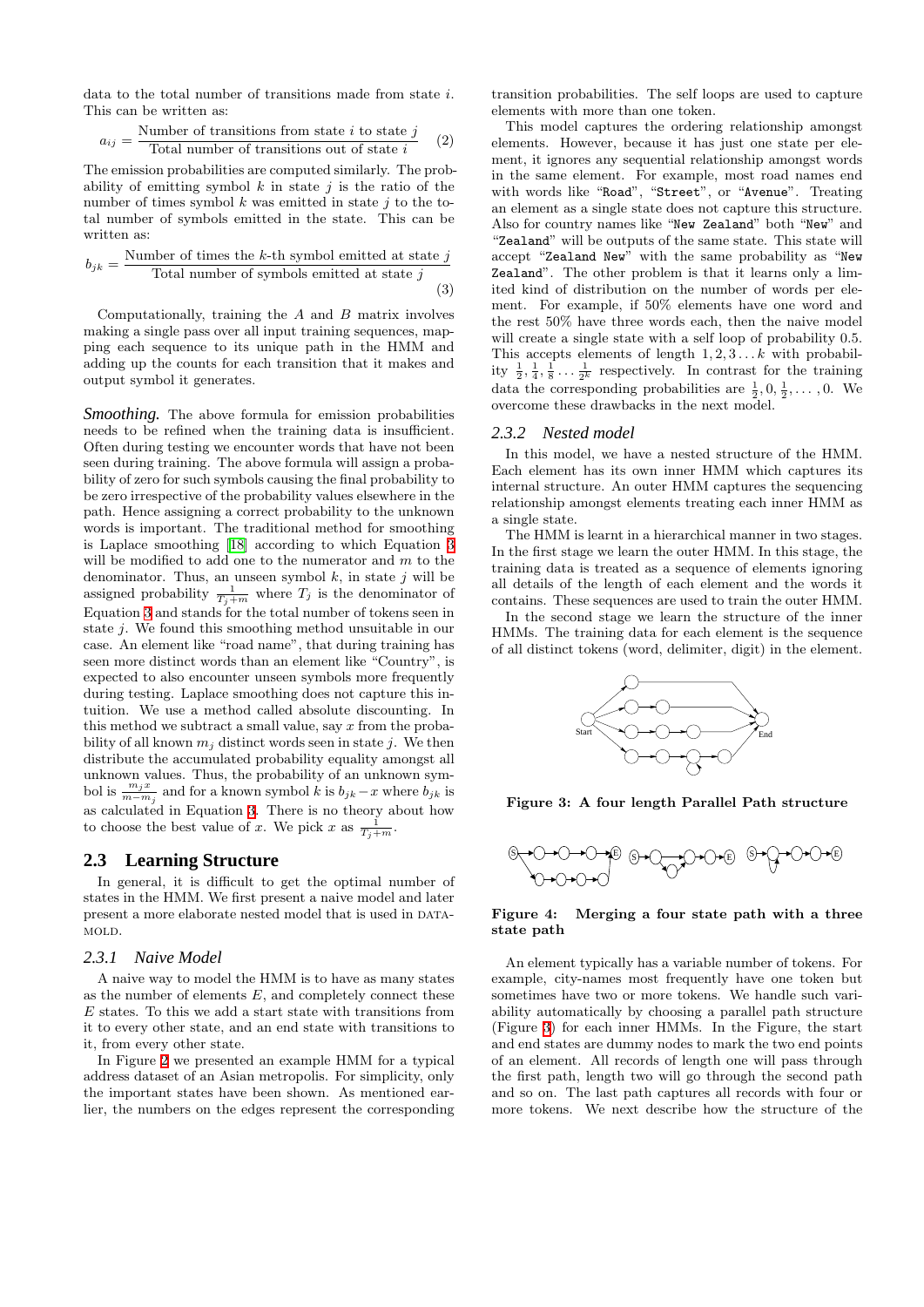data to the total number of transitions made from state $i$. This can be written as:

$$a_{ij} = \frac{\text{Number of transitions from state } i \text{ to state } j}{\text{Total number of transitions out of state } i} \quad (2)$$

The emission probabilities are computed similarly. The probability of emitting symbol $k$ in state $j$ is the ratio of the number of times symbol $k$ was emitted in state $j$ to the total number of symbols emitted in the state. This can be written as:

$$b_{jk} = \frac{\text{Number of times the } k\text{-th symbol emitted at state } j}{\text{Total number of symbols emitted at state } j} \quad (3)$$

Computationally, training the $A$ and $B$ matrix involves making a single pass over all input training sequences, mapping each sequence to its unique path in the HMM and adding up the counts for each transition that it makes and output symbol it generates.

***Smoothing.*** The above formula for emission probabilities needs to be refined when the training data is insufficient. Often during testing we encounter words that have not been seen during training. The above formula will assign a probability of zero for such symbols causing the final probability to be zero irrespective of the probability values elsewhere in the path. Hence assigning a correct probability to the unknown words is important. The traditional method for smoothing is Laplace smoothing [18] according to which Equation 3 will be modified to add one to the numerator and $m$ to the denominator. Thus, an unseen symbol $k$, in state $j$ will be assigned probability $\frac{1}{T_j+m}$ where $T_j$ is the denominator of Equation 3 and stands for the total number of tokens seen in state $j$. We found this smoothing method unsuitable in our case. An element like "road name", that during training has seen more distinct words than an element like "Country", is expected to also encounter unseen symbols more frequently during testing. Laplace smoothing does not capture this intuition. We use a method called absolute discounting. In this method we subtract a small value, say $x$ from the probability of all known $m_j$ distinct words seen in state $j$. We then distribute the accumulated probability equality amongst all unknown values. Thus, the probability of an unknown symbol is $\frac{m_j x}{m-m_j}$ and for a known symbol $k$ is $b_{jk} - x$ where $b_{jk}$ is as calculated in Equation 3. There is no theory about how to choose the best value of $x$. We pick $x$ as $\frac{1}{T_j+m}$.

## 2.3 Learning Structure

In general, it is difficult to get the optimal number of states in the HMM. We first present a naive model and later present a more elaborate nested model that is used in DATAMOLD.

### 2.3.1 Naive Model

A naive way to model the HMM is to have as many states as the number of elements $E$, and completely connect these $E$ states. To this we add a start state with transitions from it to every other state, and an end state with transitions to it, from every other state.

In Figure 2 we presented an example HMM for a typical address dataset of an Asian metropolis. For simplicity, only the important states have been shown. As mentioned earlier, the numbers on the edges represent the corresponding transition probabilities. The self loops are used to capture elements with more than one token.

This model captures the ordering relationship amongst elements. However, because it has just one state per element, it ignores any sequential relationship amongst words in the same element. For example, most road names end with words like "Road", "Street", or "Avenue". Treating an element as a single state does not capture this structure. Also for country names like "New Zealand" both "New" and "Zealand" will be outputs of the same state. This state will accept "Zealand New" with the same probability as "New Zealand". The other problem is that it learns only a limited kind of distribution on the number of words per element. For example, if 50% elements have one word and the rest 50% have three words each, then the naive model will create a single state with a self loop of probability 0.5. This accepts elements of length $1, 2, 3 \ldots k$ with probability $\frac{1}{2}, \frac{1}{4}, \frac{1}{8} \ldots \frac{1}{2^k}$ respectively. In contrast for the training data the corresponding probabilities are $\frac{1}{2}, 0, \frac{1}{2}, \ldots, 0$. We overcome these drawbacks in the next model.

### 2.3.2 Nested model

In this model, we have a nested structure of the HMM. Each element has its own inner HMM which captures its internal structure. An outer HMM captures the sequencing relationship amongst elements treating each inner HMM as a single state.

The HMM is learnt in a hierarchical manner in two stages. In the first stage we learn the outer HMM. In this stage, the training data is treated as a sequence of elements ignoring all details of the length of each element and the words it contains. These sequences are used to train the outer HMM.

In the second stage we learn the structure of the inner HMMs. The training data for each element is the sequence of all distinct tokens (word, delimiter, digit) in the element.

**Figure 3: A four length Parallel Path structure**

**Figure 4: Merging a four state path with a three state path**

An element typically has a variable number of tokens. For example, city-names most frequently have one token but sometimes have two or more tokens. We handle such variability automatically by choosing a parallel path structure (Figure 3) for each inner HMMs. In the Figure, the start and end states are dummy nodes to mark the two end points of an element. All records of length one will pass through the first path, length two will go through the second path and so on. The last path captures all records with four or more tokens. We next describe how the structure of the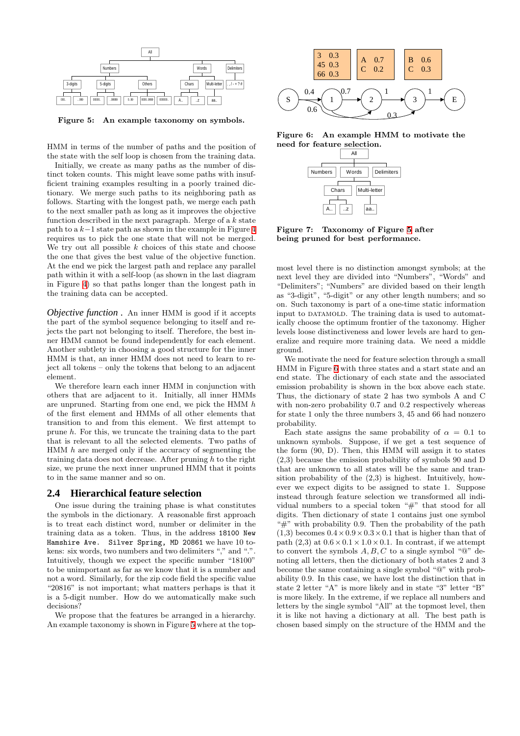All

Numbers | Words | Delimiters

3-digits | 5-digits | Others | Chars | Multi-letter | . , / - + ? #

000.. | ...999 | 00000.. | ...99999 | 0..99 | 0000..9999 | 000000.. | A.. | ..z | aa..

**Figure 5: An example taxonomy on symbols.**

HMM in terms of the number of paths and the position of the state with the self loop is chosen from the training data.

Initially, we create as many paths as the number of distinct token counts. This might leave some paths with insufficient training examples resulting in a poorly trained dictionary. We merge such paths to its neighboring path as follows. Starting with the longest path, we merge each path to the next smaller path as long as it improves the objective function described in the next paragraph. Merge of a $k$ state path to a $k-1$ state path as shown in the example in Figure 4 requires us to pick the one state that will not be merged. We try out all possible $k$ choices of this state and choose the one that gives the best value of the objective function. At the end we pick the largest path and replace any parallel path within it with a self-loop (as shown in the last diagram in Figure 4) so that paths longer than the longest path in the training data can be accepted.

*Objective function .* An inner HMM is good if it accepts the part of the symbol sequence belonging to itself and rejects the part not belonging to itself. Therefore, the best inner HMM cannot be found independently for each element. Another subtlety in choosing a good structure for the inner HMM is that, an inner HMM does not need to learn to reject all tokens – only the tokens that belong to an adjacent element.

We therefore learn each inner HMM in conjunction with others that are adjacent to it. Initially, all inner HMMs are unpruned. Starting from one end, we pick the HMM $h$ of the first element and HMMs of all other elements that transition to and from this element. We first attempt to prune $h$. For this, we truncate the training data to the part that is relevant to all the selected elements. Two paths of HMM $h$ are merged only if the accuracy of segmenting the training data does not decrease. After pruning $h$ to the right size, we prune the next inner unpruned HMM that it points to in the same manner and so on.

## 2.4 Hierarchical feature selection

One issue during the training phase is what constitutes the symbols in the dictionary. A reasonable first approach is to treat each distinct word, number or delimiter in the training data as a token. Thus, in the address `18100 New Hamshire Ave. Silver Spring, MD 20861` we have 10 tokens: six words, two numbers and two delimiters "," and ".". Intuitively, though we expect the specific number "18100" to be unimportant as far as we know that it is a number and not a word. Similarly, for the zip code field the specific value "20816" is not important; what matters perhaps is that it is a 5-digit number. How do we automatically make such decisions?

We propose that the features be arranged in a hierarchy. An example taxonomy is shown in Figure 5 where at the top-most level there is no distinction amongst symbols; at the next level they are divided into "Numbers", "Words" and "Delimiters"; "Numbers" are divided based on their length as "3-digit", "5-digit" or any other length numbers; and so on. Such taxonomy is part of a one-time static information input to DATAMOLD. The training data is used to automatically choose the optimum frontier of the taxonomy. Higher levels loose distinctiveness and lower levels are hard to generalize and require more training data. We need a middle ground.

3 0.3
45 0.3
66 0.3

A 0.7
C 0.2

B 0.6
C 0.3

S
0.4
0.6
1
0.7
2
1
3
1
E
0.3

**Figure 6: An example HMM to motivate the need for feature selection.**

All

Numbers | Words | Delimiters

Chars | Multi-letter

A.. | ..z | aa..

**Figure 7: Taxonomy of Figure 5 after being pruned for best performance.**

We motivate the need for feature selection through a small HMM in Figure 6 with three states and a start state and an end state. The dictionary of each state and the associated emission probability is shown in the box above each state. Thus, the dictionary of state 2 has two symbols A and C with non-zero probability 0.7 and 0.2 respectively whereas for state 1 only the three numbers 3, 45 and 66 had nonzero probability.

Each state assigns the same probability of $\alpha = 0.1$ to unknown symbols. Suppose, if we get a test sequence of the form (90, D). Then, this HMM will assign it to states (2,3) because the emission probability of symbols 90 and D that are unknown to all states will be the same and transition probability of the (2,3) is highest. Intuitively, however we expect digits to be assigned to state 1. Suppose instead through feature selection we transformed all individual numbers to a special token "#" that stood for all digits. Then dictionary of state 1 contains just one symbol "#" with probability 0.9. Then the probability of the path (1,3) becomes $0.4 \times 0.9 \times 0.3 \times 0.1$ that is higher than that of path (2,3) at $0.6 \times 0.1 \times 1.0 \times 0.1$. In contrast, if we attempt to convert the symbols $A, B, C$ to a single symbol "@" denoting all letters, then the dictionary of both states 2 and 3 become the same containing a single symbol "@" with probability 0.9. In this case, we have lost the distinction that in state 2 letter "A" is more likely and in state "3" letter "B" is more likely. In the extreme, if we replace all numbers and letters by the single symbol "All" at the topmost level, then it is like not having a dictionary at all. The best path is chosen based simply on the structure of the HMM and the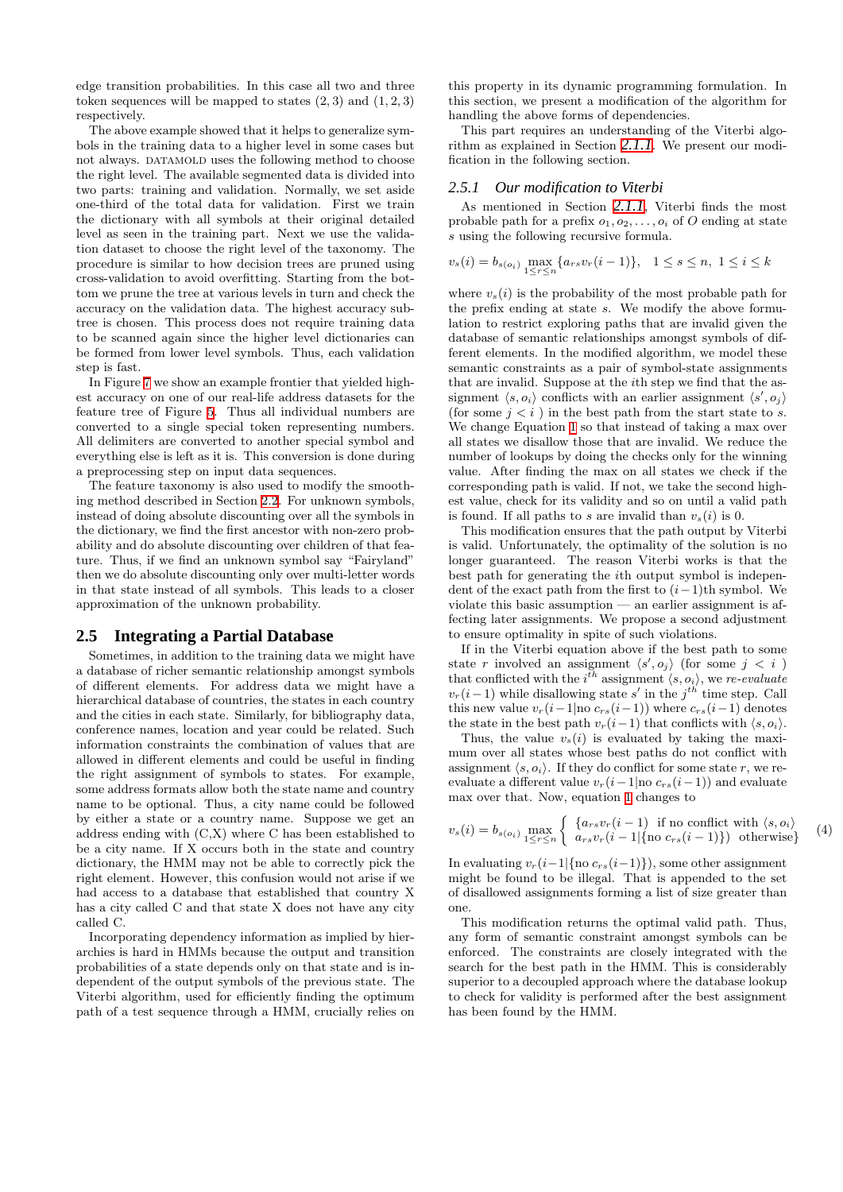edge transition probabilities. In this case all two and three token sequences will be mapped to states $(2, 3)$ and $(1, 2, 3)$ respectively.

The above example showed that it helps to generalize symbols in the training data to a higher level in some cases but not always. DATAMOLD uses the following method to choose the right level. The available segmented data is divided into two parts: training and validation. Normally, we set aside one-third of the total data for validation. First we train the dictionary with all symbols at their original detailed level as seen in the training part. Next we use the validation dataset to choose the right level of the taxonomy. The procedure is similar to how decision trees are pruned using cross-validation to avoid overfitting. Starting from the bottom we prune the tree at various levels in turn and check the accuracy on the validation data. The highest accuracy subtree is chosen. This process does not require training data to be scanned again since the higher level dictionaries can be formed from lower level symbols. Thus, each validation step is fast.

In Figure 7 we show an example frontier that yielded highest accuracy on one of our real-life address datasets for the feature tree of Figure 5. Thus all individual numbers are converted to a single special token representing numbers. All delimiters are converted to another special symbol and everything else is left as it is. This conversion is done during a preprocessing step on input data sequences.

The feature taxonomy is also used to modify the smoothing method described in Section 2.2. For unknown symbols, instead of doing absolute discounting over all the symbols in the dictionary, we find the first ancestor with non-zero probability and do absolute discounting over children of that feature. Thus, if we find an unknown symbol say "Fairyland" then we do absolute discounting only over multi-letter words in that state instead of all symbols. This leads to a closer approximation of the unknown probability.

## 2.5 Integrating a Partial Database

Sometimes, in addition to the training data we might have a database of richer semantic relationship amongst symbols of different elements. For address data we might have a hierarchical database of countries, the states in each country and the cities in each state. Similarly, for bibliography data, conference names, location and year could be related. Such information constraints the combination of values that are allowed in different elements and could be useful in finding the right assignment of symbols to states. For example, some address formats allow both the state name and country name to be optional. Thus, a city name could be followed by either a state or a country name. Suppose we get an address ending with (C,X) where C has been established to be a city name. If X occurs both in the state and country dictionary, the HMM may not be able to correctly pick the right element. However, this confusion would not arise if we had access to a database that established that country X has a city called C and that state X does not have any city called C.

Incorporating dependency information as implied by hierarchies is hard in HMMs because the output and transition probabilities of a state depends only on that state and is independent of the output symbols of the previous state. The Viterbi algorithm, used for efficiently finding the optimum path of a test sequence through a HMM, crucially relies on this property in its dynamic programming formulation. In this section, we present a modification of the algorithm for handling the above forms of dependencies.

This part requires an understanding of the Viterbi algorithm as explained in Section *2.1.1*. We present our modification in the following section.

### *2.5.1 Our modification to Viterbi*

As mentioned in Section *2.1.1*, Viterbi finds the most probable path for a prefix $o_1, o_2, \ldots, o_i$ of $O$ ending at state $s$ using the following recursive formula.

$$v_s(i) = b_{s(o_i)} \max_{1 \le r \le n} \{a_{rs} v_r(i-1)\}, \quad 1 \le s \le n, \ 1 \le i \le k$$

where $v_s(i)$ is the probability of the most probable path for the prefix ending at state $s$. We modify the above formulation to restrict exploring paths that are invalid given the database of semantic relationships amongst symbols of different elements. In the modified algorithm, we model these semantic constraints as a pair of symbol-state assignments that are invalid. Suppose at the $i$th step we find that the assignment $\langle s, o_i \rangle$ conflicts with an earlier assignment $\langle s', o_j \rangle$ (for some $j < i$ ) in the best path from the start state to $s$. We change Equation 1 so that instead of taking a max over all states we disallow those that are invalid. We reduce the number of lookups by doing the checks only for the winning value. After finding the max on all states we check if the corresponding path is valid. If not, we take the second highest value, check for its validity and so on until a valid path is found. If all paths to $s$ are invalid than $v_s(i)$ is 0.

This modification ensures that the path output by Viterbi is valid. Unfortunately, the optimality of the solution is no longer guaranteed. The reason Viterbi works is that the best path for generating the $i$th output symbol is independent of the exact path from the first to $(i-1)$th symbol. We violate this basic assumption — an earlier assignment is affecting later assignments. We propose a second adjustment to ensure optimality in spite of such violations.

If in the Viterbi equation above if the best path to some state $r$ involved an assignment $\langle s', o_j \rangle$ (for some $j < i$ ) that conflicted with the $i^{th}$ assignment $\langle s, o_i \rangle$, we *re-evaluate* $v_r(i-1)$ while disallowing state $s'$ in the $j^{th}$ time step. Call this new value $v_r(i-1|\text{no } c_{rs}(i-1))$ where $c_{rs}(i-1)$ denotes the state in the best path $v_r(i-1)$ that conflicts with $\langle s, o_i \rangle$.

Thus, the value $v_s(i)$ is evaluated by taking the maximum over all states whose best paths do not conflict with assignment $\langle s, o_i \rangle$. If they do conflict for some state $r$, we reevaluate a different value $v_r(i-1|\text{no } c_{rs}(i-1))$ and evaluate max over that. Now, equation 1 changes to

$$v_s(i) = b_{s(o_i)} \max_{1 \le r \le n} \left\{ \begin{array}{ll} \{a_{rs} v_r(i-1) & \text{if no conflict with } \langle s, o_i \rangle \\ a_{rs} v_r(i-1|\{\text{no } c_{rs}(i-1)\}) & \text{otherwise}\} \end{array} \right. \quad (4)$$

In evaluating $v_r(i-1|\{\text{no } c_{rs}(i-1)\})$, some other assignment might be found to be illegal. That is appended to the set of disallowed assignments forming a list of size greater than one.

This modification returns the optimal valid path. Thus, any form of semantic constraint amongst symbols can be enforced. The constraints are closely integrated with the search for the best path in the HMM. This is considerably superior to a decoupled approach where the database lookup to check for validity is performed after the best assignment has been found by the HMM.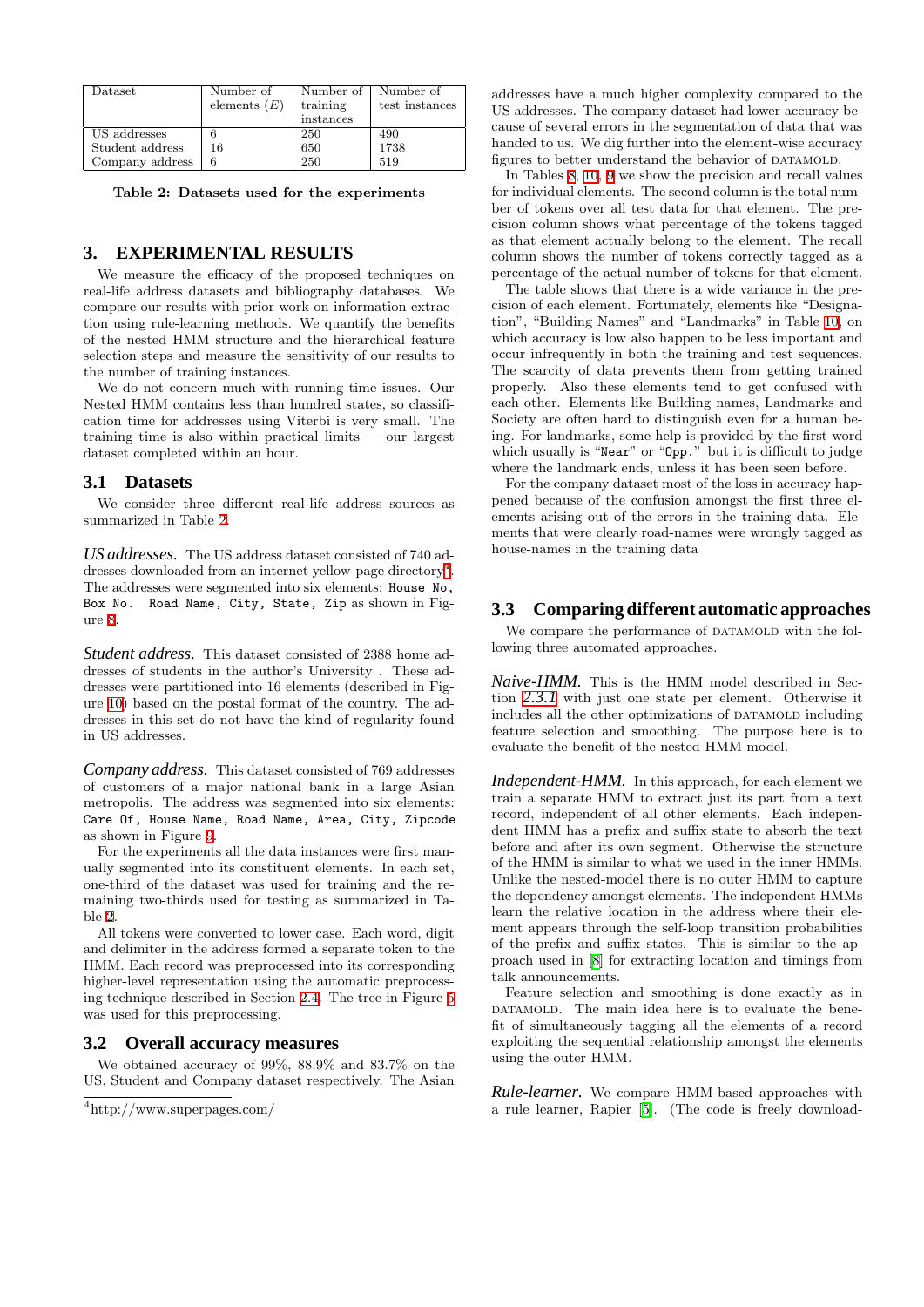| Dataset | Number of elements ($E$) | Number of training instances | Number of test instances |
|---|---|---|---|
| US addresses | 6 | 250 | 490 |
| Student address | 16 | 650 | 1738 |
| Company address | 6 | 250 | 519 |

**Table 2: Datasets used for the experiments**

## 3. EXPERIMENTAL RESULTS

We measure the efficacy of the proposed techniques on real-life address datasets and bibliography databases. We compare our results with prior work on information extraction using rule-learning methods. We quantify the benefits of the nested HMM structure and the hierarchical feature selection steps and measure the sensitivity of our results to the number of training instances.

We do not concern much with running time issues. Our Nested HMM contains less than hundred states, so classification time for addresses using Viterbi is very small. The training time is also within practical limits — our largest dataset completed within an hour.

### 3.1 Datasets

We consider three different real-life address sources as summarized in Table 2.

*US addresses.* The US address dataset consisted of 740 addresses downloaded from an internet yellow-page directory[4]. The addresses were segmented into six elements: `House No, Box No. Road Name, City, State, Zip` as shown in Figure 8.

*Student address.* This dataset consisted of 2388 home addresses of students in the author's University . These addresses were partitioned into 16 elements (described in Figure 10) based on the postal format of the country. The addresses in this set do not have the kind of regularity found in US addresses.

*Company address.* This dataset consisted of 769 addresses of customers of a major national bank in a large Asian metropolis. The address was segmented into six elements: `Care Of, House Name, Road Name, Area, City, Zipcode` as shown in Figure 9.

For the experiments all the data instances were first manually segmented into its constituent elements. In each set, one-third of the dataset was used for training and the remaining two-thirds used for testing as summarized in Table 2.

All tokens were converted to lower case. Each word, digit and delimiter in the address formed a separate token to the HMM. Each record was preprocessed into its corresponding higher-level representation using the automatic preprocessing technique described in Section 2.4. The tree in Figure 5 was used for this preprocessing.

### 3.2 Overall accuracy measures

We obtained accuracy of 99%, 88.9% and 83.7% on the US, Student and Company dataset respectively. The Asian addresses have a much higher complexity compared to the US addresses. The company dataset had lower accuracy because of several errors in the segmentation of data that was handed to us. We dig further into the element-wise accuracy figures to better understand the behavior of DATAMOLD.

In Tables 8, 10, 9 we show the precision and recall values for individual elements. The second column is the total number of tokens over all test data for that element. The precision column shows what percentage of the tokens tagged as that element actually belong to the element. The recall column shows the number of tokens correctly tagged as a percentage of the actual number of tokens for that element.

The table shows that there is a wide variance in the precision of each element. Fortunately, elements like "Designation", "Building Names" and "Landmarks" in Table 10, on which accuracy is low also happen to be less important and occur infrequently in both the training and test sequences. The scarcity of data prevents them from getting trained properly. Also these elements tend to get confused with each other. Elements like Building names, Landmarks and Society are often hard to distinguish even for a human being. For landmarks, some help is provided by the first word which usually is "`Near`" or "`Opp.`" but it is difficult to judge where the landmark ends, unless it has been seen before.

For the company dataset most of the loss in accuracy happened because of the confusion amongst the first three elements arising out of the errors in the training data. Elements that were clearly road-names were wrongly tagged as house-names in the training data

### 3.3 Comparing different automatic approaches

We compare the performance of DATAMOLD with the following three automated approaches.

*Naive-HMM.* This is the HMM model described in Section 2.3.1 with just one state per element. Otherwise it includes all the other optimizations of DATAMOLD including feature selection and smoothing. The purpose here is to evaluate the benefit of the nested HMM model.

*Independent-HMM.* In this approach, for each element we train a separate HMM to extract just its part from a text record, independent of all other elements. Each independent HMM has a prefix and suffix state to absorb the text before and after its own segment. Otherwise the structure of the HMM is similar to what we used in the inner HMMs. Unlike the nested-model there is no outer HMM to capture the dependency amongst elements. The independent HMMs learn the relative location in the address where their element appears through the self-loop transition probabilities of the prefix and suffix states. This is similar to the approach used in [8] for extracting location and timings from talk announcements.

Feature selection and smoothing is done exactly as in DATAMOLD. The main idea here is to evaluate the benefit of simultaneously tagging all the elements of a record exploiting the sequential relationship amongst the elements using the outer HMM.

*Rule-learner.* We compare HMM-based approaches with a rule learner, Rapier [5]. (The code is freely download-

[4]http://www.superpages.com/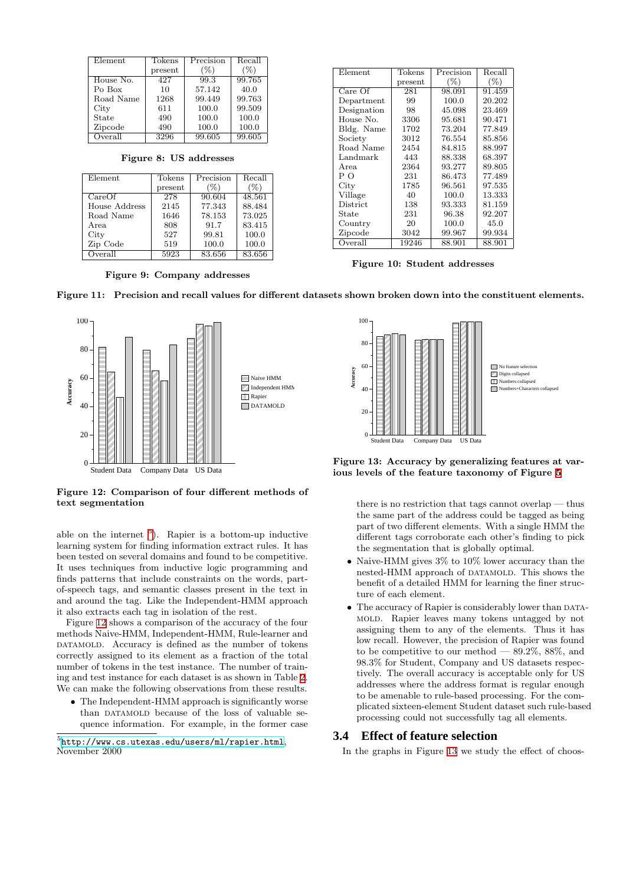| Element | Tokens present | Precision (%) | Recall (%) |
|---|---|---|---|
| House No. | 427 | 99.3 | 99.765 |
| Po Box | 10 | 57.142 | 40.0 |
| Road Name | 1268 | 99.449 | 99.763 |
| City | 611 | 100.0 | 99.509 |
| State | 490 | 100.0 | 100.0 |
| Zipcode | 490 | 100.0 | 100.0 |
| Overall | 3296 | 99.605 | 99.605 |

**Figure 8: US addresses**

| Element | Tokens present | Precision (%) | Recall (%) |
|---|---|---|---|
| CareOf | 278 | 90.604 | 48.561 |
| House Address | 2145 | 77.343 | 88.484 |
| Road Name | 1646 | 78.153 | 73.025 |
| Area | 808 | 91.7 | 83.415 |
| City | 527 | 99.81 | 100.0 |
| Zip Code | 519 | 100.0 | 100.0 |
| Overall | 5923 | 83.656 | 83.656 |

**Figure 9: Company addresses**

| Element | Tokens present | Precision (%) | Recall (%) |
|---|---|---|---|
| Care Of | 281 | 98.091 | 91.459 |
| Department | 99 | 100.0 | 20.202 |
| Designation | 98 | 45.098 | 23.469 |
| House No. | 3306 | 95.681 | 90.471 |
| Bldg. Name | 1702 | 73.204 | 77.849 |
| Society | 3012 | 76.554 | 85.856 |
| Road Name | 2454 | 84.815 | 88.997 |
| Landmark | 443 | 88.338 | 68.397 |
| Area | 2364 | 93.277 | 89.805 |
| P O | 231 | 86.473 | 77.489 |
| City | 1785 | 96.561 | 97.535 |
| Village | 40 | 100.0 | 13.333 |
| District | 138 | 93.333 | 81.159 |
| State | 231 | 96.38 | 92.207 |
| Country | 20 | 100.0 | 45.0 |
| Zipcode | 3042 | 99.967 | 99.934 |
| Overall | 19246 | 88.901 | 88.901 |

**Figure 10: Student addresses**

**Figure 11: Precision and recall values for different datasets shown broken down into the constituent elements.**

**Figure 12: Comparison of four different methods of text segmentation**

**Figure 13: Accuracy by generalizing features at various levels of the feature taxonomy of Figure 5**

able on the internet [5]). Rapier is a bottom-up inductive learning system for finding information extract rules. It has been tested on several domains and found to be competitive. It uses techniques from inductive logic programming and finds patterns that include constraints on the words, part-of-speech tags, and semantic classes present in the text in and around the tag. Like the Independent-HMM approach it also extracts each tag in isolation of the rest.

Figure 12 shows a comparison of the accuracy of the four methods Naive-HMM, Independent-HMM, Rule-learner and DATAMOLD. Accuracy is defined as the number of tokens correctly assigned to its element as a fraction of the total number of tokens in the test instance. The number of training and test instance for each dataset is as shown in Table 2. We can make the following observations from these results.

- The Independent-HMM approach is significantly worse than DATAMOLD because of the loss of valuable sequence information. For example, in the former case there is no restriction that tags cannot overlap — thus the same part of the address could be tagged as being part of two different elements. With a single HMM the different tags corroborate each other's finding to pick the segmentation that is globally optimal.
- Naive-HMM gives 3% to 10% lower accuracy than the nested-HMM approach of DATAMOLD. This shows the benefit of a detailed HMM for learning the finer structure of each element.
- The accuracy of Rapier is considerably lower than DATAMOLD. Rapier leaves many tokens untagged by not assigning them to any of the elements. Thus it has low recall. However, the precision of Rapier was found to be competitive to our method — 89.2%, 88%, and 98.3% for Student, Company and US datasets respectively. The overall accuracy is acceptable only for US addresses where the address format is regular enough to be amenable to rule-based processing. For the complicated sixteen-element Student dataset such rule-based processing could not successfully tag all elements.

### 3.4 Effect of feature selection

In the graphs in Figure 13 we study the effect of choos-

[5] http://www.cs.utexas.edu/users/ml/rapier.html, November 2000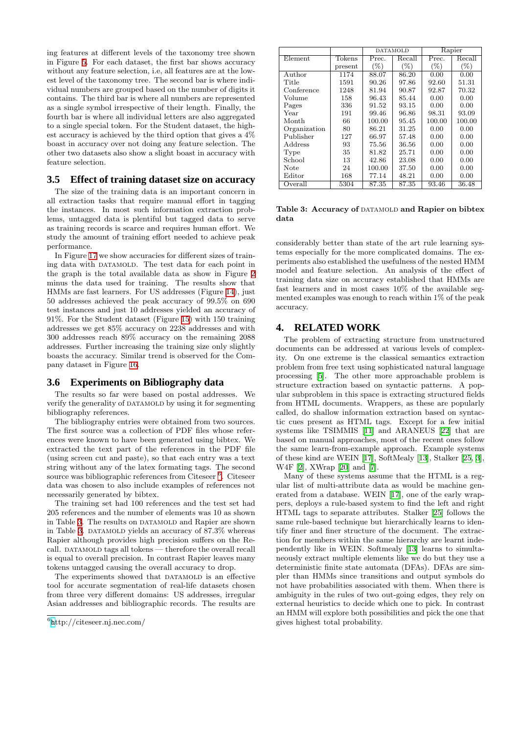ing features at different levels of the taxonomy tree shown in Figure 5. For each dataset, the first bar shows accuracy without any feature selection, i.e, all features are at the lowest level of the taxonomy tree. The second bar is where individual numbers are grouped based on the number of digits it contains. The third bar is where all numbers are represented as a single symbol irrespective of their length. Finally, the fourth bar is where all individual letters are also aggregated to a single special token. For the Student dataset, the highest accuracy is achieved by the third option that gives a 4% boast in accuracy over not doing any feature selection. The other two datasets also show a slight boast in accuracy with feature selection.

### 3.5 Effect of training dataset size on accuracy

The size of the training data is an important concern in all extraction tasks that require manual effort in tagging the instances. In most such information extraction problems, untagged data is plentiful but tagged data to serve as training records is scarce and requires human effort. We study the amount of training effort needed to achieve peak performance.

In Figure 17 we show accuracies for different sizes of training data with DATAMOLD. The test data for each point in the graph is the total available data as show in Figure 2 minus the data used for training. The results show that HMMs are fast learners. For US addresses (Figure 14), just 50 addresses achieved the peak accuracy of 99.5% on 690 test instances and just 10 addresses yielded an accuracy of 91%. For the Student dataset (Figure 15) with 150 training addresses we get 85% accuracy on 2238 addresses and with 300 addresses reach 89% accuracy on the remaining 2088 addresses. Further increasing the training size only slightly boasts the accuracy. Similar trend is observed for the Company dataset in Figure 16.

### 3.6 Experiments on Bibliography data

The results so far were based on postal addresses. We verify the generality of DATAMOLD by using it for segmenting bibliography references.

The bibliography entries were obtained from two sources. The first source was a collection of PDF files whose references were known to have been generated using bibtex. We extracted the text part of the references in the PDF file (using screen cut and paste), so that each entry was a text string without any of the latex formating tags. The second source was bibliographic references from Citeseer [6]. Citeseer data was chosen to also include examples of references not necessarily generated by bibtex.

The training set had 100 references and the test set had 205 references and the number of elements was 10 as shown in Table 3. The results on DATAMOLD and Rapier are shown in Table 3. DATAMOLD yields an accuracy of 87.3% whereas Rapier although provides high precision suffers on the Recall. DATAMOLD tags all tokens — therefore the overall recall is equal to overall precision. In contrast Rapier leaves many tokens untagged causing the overall accuracy to drop.

The experiments showed that DATAMOLD is an effective tool for accurate segmentation of real-life datasets chosen from three very different domains: US addresses, irregular Asian addresses and bibliographic records. The results are considerably better than state of the art rule learning systems especially for the more complicated domains. The experiments also established the usefulness of the nested HMM model and feature selection. An analysis of the effect of training data size on accuracy established that HMMs are fast learners and in most cases 10% of the available segmented examples was enough to reach within 1% of the peak accuracy.

[6] http://citeseer.nj.nec.com/

| Element | Tokens | DATAMOLD | | Rapier | |
|---|---|---|---|---|---|
| | present | Prec. (%) | Recall (%) | Prec. (%) | Recall (%) |
| Author | 1174 | 88.07 | 86.20 | 0.00 | 0.00 |
| Title | 1591 | 90.26 | 97.86 | 92.60 | 51.31 |
| Conference | 1248 | 81.94 | 90.87 | 92.87 | 70.32 |
| Volume | 158 | 96.43 | 85.44 | 0.00 | 0.00 |
| Pages | 336 | 91.52 | 93.15 | 0.00 | 0.00 |
| Year | 191 | 99.46 | 96.86 | 98.31 | 93.09 |
| Month | 66 | 100.00 | 95.45 | 100.00 | 100.00 |
| Organization | 80 | 86.21 | 31.25 | 0.00 | 0.00 |
| Publisher | 127 | 66.97 | 57.48 | 0.00 | 0.00 |
| Address | 93 | 75.56 | 36.56 | 0.00 | 0.00 |
| Type | 35 | 81.82 | 25.71 | 0.00 | 0.00 |
| School | 13 | 42.86 | 23.08 | 0.00 | 0.00 |
| Note | 24 | 100.00 | 37.50 | 0.00 | 0.00 |
| Editor | 168 | 77.14 | 48.21 | 0.00 | 0.00 |
| Overall | 5304 | 87.35 | 87.35 | 93.46 | 36.48 |

**Table 3: Accuracy of DATAMOLD and Rapier on bibtex data**

## 4. RELATED WORK

The problem of extracting structure from unstructured documents can be addressed at various levels of complexity. On one extreme is the classical semantics extraction problem from free text using sophisticated natural language processing [5]. The other more approachable problem is structure extraction based on syntactic patterns. A popular subproblem in this space is extracting structured fields from HTML documents. Wrappers, as these are popularly called, do shallow information extraction based on syntactic cues present as HTML tags. Except for a few initial systems like TSIMMIS [11] and ARANEUS [22] that are based on manual approaches, most of the recent ones follow the same learn-from-example approach. Example systems of these kind are WEIN [17], SoftMealy [13], Stalker [25, 3], W4F [2], XWrap [20] and [7].

Many of these systems assume that the HTML is a regular list of multi-attribute data as would be machine generated from a database. WEIN [17], one of the early wrappers, deploys a rule-based system to find the left and right HTML tags to separate attributes. Stalker [25] follows the same rule-based technique but hierarchically learns to identify finer and finer structure of the document. The extraction for members within the same hierarchy are learnt independently like in WEIN. Softmealy [13] learns to simultaneously extract multiple elements like we do but they use a deterministic finite state automata (DFAs). DFAs are simpler than HMMs since transitions and output symbols do not have probabilities associated with them. When there is ambiguity in the rules of two out-going edges, they rely on external heuristics to decide which one to pick. In contrast an HMM will explore both possibilities and pick the one that gives highest total probability.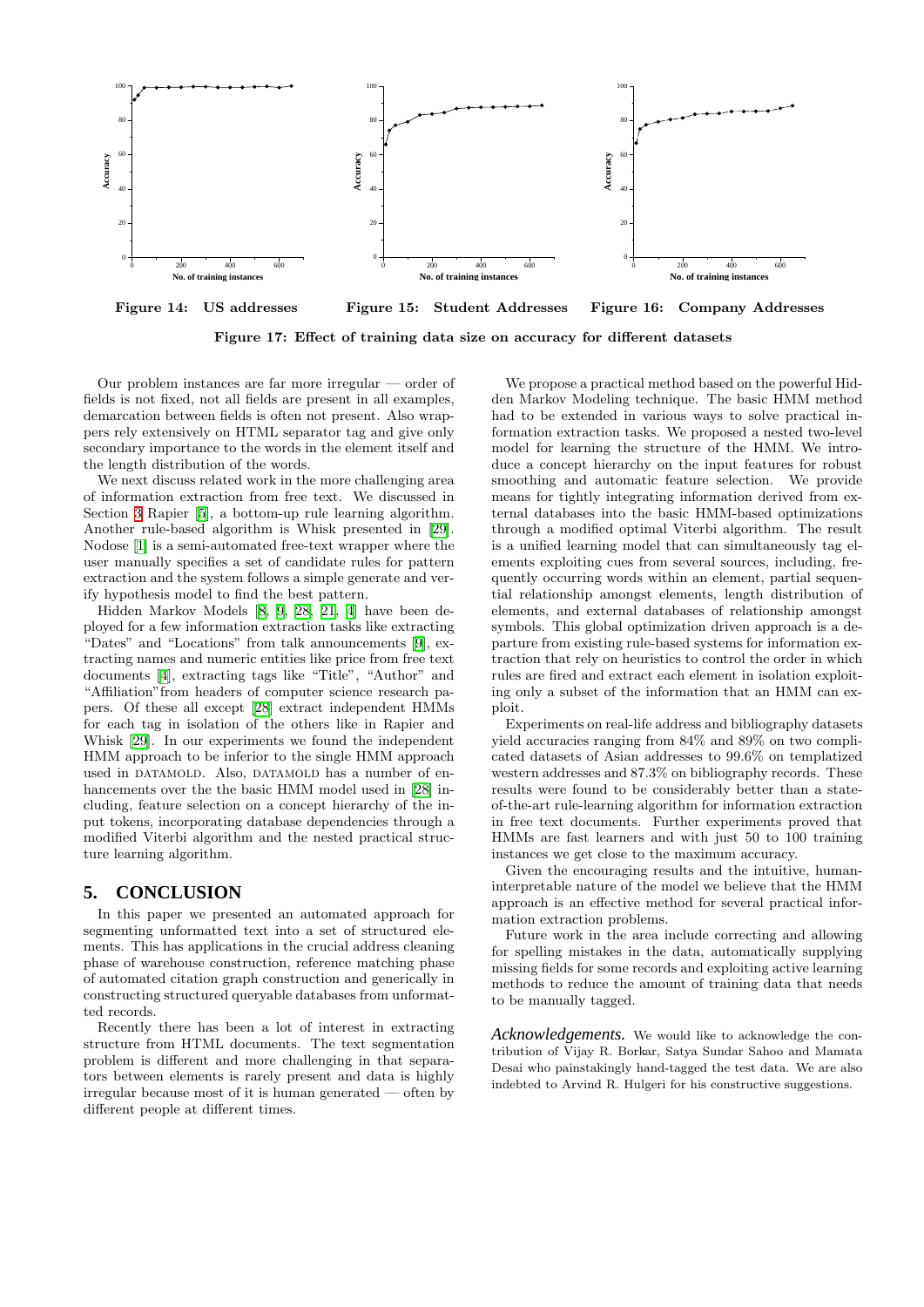Figure 14: US addresses

Figure 15: Student Addresses

Figure 16: Company Addresses

**Figure 17: Effect of training data size on accuracy for different datasets**

Our problem instances are far more irregular — order of fields is not fixed, not all fields are present in all examples, demarcation between fields is often not present. Also wrappers rely extensively on HTML separator tag and give only secondary importance to the words in the element itself and the length distribution of the words.

We next discuss related work in the more challenging area of information extraction from free text. We discussed in Section 3 Rapier [5], a bottom-up rule learning algorithm. Another rule-based algorithm is Whisk presented in [29]. Nodose [1] is a semi-automated free-text wrapper where the user manually specifies a set of candidate rules for pattern extraction and the system follows a simple generate and verify hypothesis model to find the best pattern.

Hidden Markov Models [8, 9, 28, 21, 4] have been deployed for a few information extraction tasks like extracting "Dates" and "Locations" from talk announcements [9], extracting names and numeric entities like price from free text documents [4], extracting tags like "Title", "Author" and "Affiliation" from headers of computer science research papers. Of these all except [28] extract independent HMMs for each tag in isolation of the others like in Rapier and Whisk [29]. In our experiments we found the independent HMM approach to be inferior to the single HMM approach used in DATAMOLD. Also, DATAMOLD has a number of enhancements over the the basic HMM model used in [28] including, feature selection on a concept hierarchy of the input tokens, incorporating database dependencies through a modified Viterbi algorithm and the nested practical structure learning algorithm.

## 5. CONCLUSION

In this paper we presented an automated approach for segmenting unformatted text into a set of structured elements. This has applications in the crucial address cleaning phase of warehouse construction, reference matching phase of automated citation graph construction and generically in constructing structured queryable databases from unformatted records.

Recently there has been a lot of interest in extracting structure from HTML documents. The text segmentation problem is different and more challenging in that separators between elements is rarely present and data is highly irregular because most of it is human generated — often by different people at different times.

We propose a practical method based on the powerful Hidden Markov Modeling technique. The basic HMM method had to be extended in various ways to solve practical information extraction tasks. We proposed a nested two-level model for learning the structure of the HMM. We introduce a concept hierarchy on the input features for robust smoothing and automatic feature selection. We provide means for tightly integrating information derived from external databases into the basic HMM-based optimizations through a modified optimal Viterbi algorithm. The result is a unified learning model that can simultaneously tag elements exploiting cues from several sources, including, frequently occurring words within an element, partial sequential relationship amongst elements, length distribution of elements, and external databases of relationship amongst symbols. This global optimization driven approach is a departure from existing rule-based systems for information extraction that rely on heuristics to control the order in which rules are fired and extract each element in isolation exploiting only a subset of the information that an HMM can exploit.

Experiments on real-life address and bibliography datasets yield accuracies ranging from 84% and 89% on two complicated datasets of Asian addresses to 99.6% on templatized western addresses and 87.3% on bibliography records. These results were found to be considerably better than a state-of-the-art rule-learning algorithm for information extraction in free text documents. Further experiments proved that HMMs are fast learners and with just 50 to 100 training instances we get close to the maximum accuracy.

Given the encouraging results and the intuitive, human-interpretable nature of the model we believe that the HMM approach is an effective method for several practical information extraction problems.

Future work in the area include correcting and allowing for spelling mistakes in the data, automatically supplying missing fields for some records and exploiting active learning methods to reduce the amount of training data that needs to be manually tagged.

***Acknowledgements.*** We would like to acknowledge the contribution of Vijay R. Borkar, Satya Sundar Sahoo and Mamata Desai who painstakingly hand-tagged the test data. We are also indebted to Arvind R. Hulgeri for his constructive suggestions.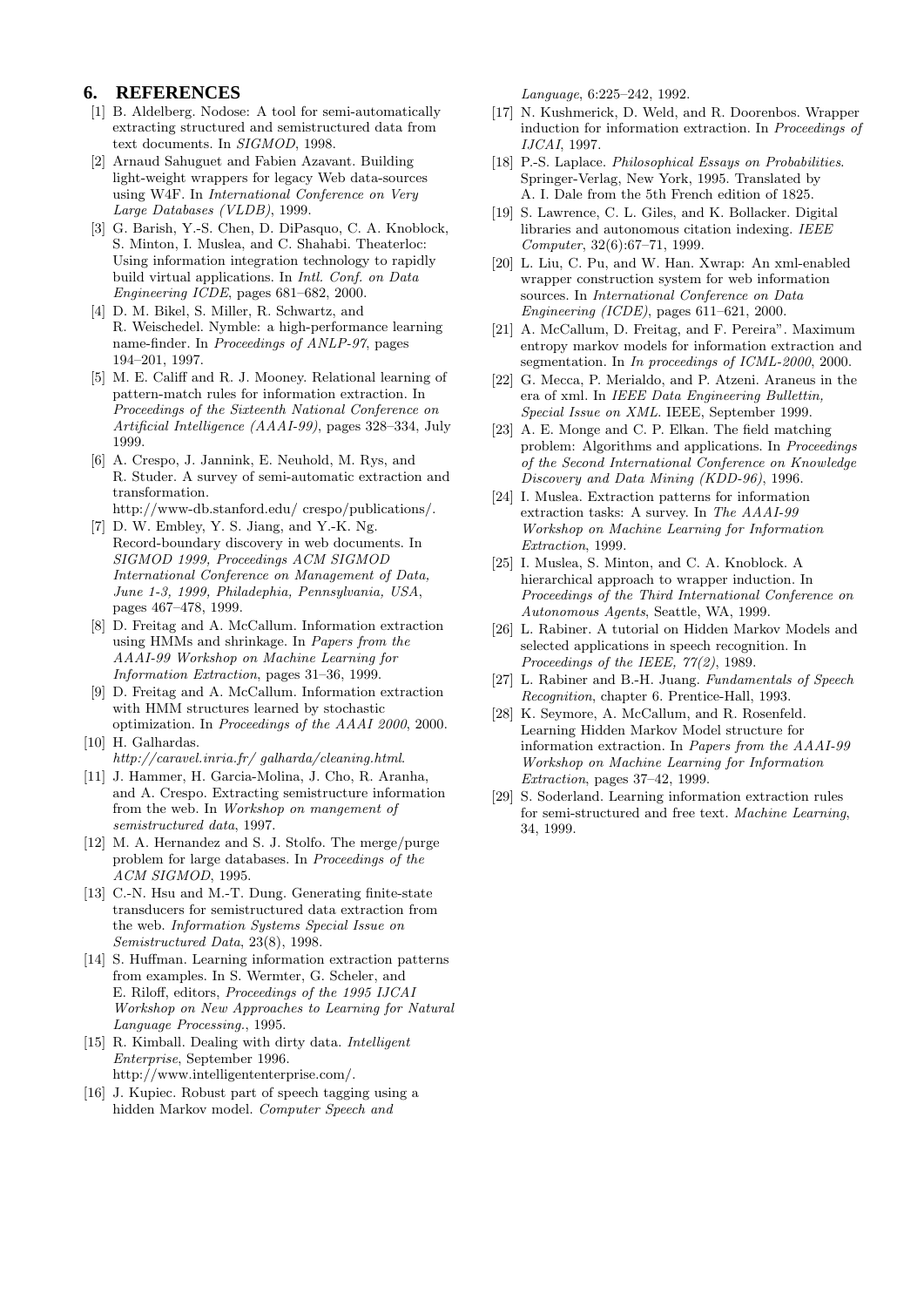## 6. REFERENCES

[1] B. Aldelberg. Nodose: A tool for semi-automatically extracting structured and semistructured data from text documents. In *SIGMOD*, 1998.

[2] Arnaud Sahuguet and Fabien Azavant. Building light-weight wrappers for legacy Web data-sources using W4F. In *International Conference on Very Large Databases (VLDB)*, 1999.

[3] G. Barish, Y.-S. Chen, D. DiPasquo, C. A. Knoblock, S. Minton, I. Muslea, and C. Shahabi. Theaterloc: Using information integration technology to rapidly build virtual applications. In *Intl. Conf. on Data Engineering ICDE*, pages 681–682, 2000.

[4] D. M. Bikel, S. Miller, R. Schwartz, and R. Weischedel. Nymble: a high-performance learning name-finder. In *Proceedings of ANLP-97*, pages 194–201, 1997.

[5] M. E. Califf and R. J. Mooney. Relational learning of pattern-match rules for information extraction. In *Proceedings of the Sixteenth National Conference on Artificial Intelligence (AAAI-99)*, pages 328–334, July 1999.

[6] A. Crespo, J. Jannink, E. Neuhold, M. Rys, and R. Studer. A survey of semi-automatic extraction and transformation. http://www-db.stanford.edu/ crespo/publications/.

[7] D. W. Embley, Y. S. Jiang, and Y.-K. Ng. Record-boundary discovery in web documents. In *SIGMOD 1999, Proceedings ACM SIGMOD International Conference on Management of Data, June 1-3, 1999, Philadephia, Pennsylvania, USA*, pages 467–478, 1999.

[8] D. Freitag and A. McCallum. Information extraction using HMMs and shrinkage. In *Papers from the AAAI-99 Workshop on Machine Learning for Information Extraction*, pages 31–36, 1999.

[9] D. Freitag and A. McCallum. Information extraction with HMM structures learned by stochastic optimization. In *Proceedings of the AAAI 2000*, 2000.

[10] H. Galhardas. *http://caravel.inria.fr/ galharda/cleaning.html*.

[11] J. Hammer, H. Garcia-Molina, J. Cho, R. Aranha, and A. Crespo. Extracting semistructure information from the web. In *Workshop on mangement of semistructured data*, 1997.

[12] M. A. Hernandez and S. J. Stolfo. The merge/purge problem for large databases. In *Proceedings of the ACM SIGMOD*, 1995.

[13] C.-N. Hsu and M.-T. Dung. Generating finite-state transducers for semistructured data extraction from the web. *Information Systems Special Issue on Semistructured Data*, 23(8), 1998.

[14] S. Huffman. Learning information extraction patterns from examples. In S. Wermter, G. Scheler, and E. Riloff, editors, *Proceedings of the 1995 IJCAI Workshop on New Approaches to Learning for Natural Language Processing.*, 1995.

[15] R. Kimball. Dealing with dirty data. *Intelligent Enterprise*, September 1996. http://www.intelligententerprise.com/.

[16] J. Kupiec. Robust part of speech tagging using a hidden Markov model. *Computer Speech and Language*, 6:225–242, 1992.

[17] N. Kushmerick, D. Weld, and R. Doorenbos. Wrapper induction for information extraction. In *Proceedings of IJCAI*, 1997.

[18] P.-S. Laplace. *Philosophical Essays on Probabilities*. Springer-Verlag, New York, 1995. Translated by A. I. Dale from the 5th French edition of 1825.

[19] S. Lawrence, C. L. Giles, and K. Bollacker. Digital libraries and autonomous citation indexing. *IEEE Computer*, 32(6):67–71, 1999.

[20] L. Liu, C. Pu, and W. Han. Xwrap: An xml-enabled wrapper construction system for web information sources. In *International Conference on Data Engineering (ICDE)*, pages 611–621, 2000.

[21] A. McCallum, D. Freitag, and F. Pereira". Maximum entropy markov models for information extraction and segmentation. In *In proceedings of ICML-2000*, 2000.

[22] G. Mecca, P. Merialdo, and P. Atzeni. Araneus in the era of xml. In *IEEE Data Engineering Bullettin, Special Issue on XML*. IEEE, September 1999.

[23] A. E. Monge and C. P. Elkan. The field matching problem: Algorithms and applications. In *Proceedings of the Second International Conference on Knowledge Discovery and Data Mining (KDD-96)*, 1996.

[24] I. Muslea. Extraction patterns for information extraction tasks: A survey. In *The AAAI-99 Workshop on Machine Learning for Information Extraction*, 1999.

[25] I. Muslea, S. Minton, and C. A. Knoblock. A hierarchical approach to wrapper induction. In *Proceedings of the Third International Conference on Autonomous Agents*, Seattle, WA, 1999.

[26] L. Rabiner. A tutorial on Hidden Markov Models and selected applications in speech recognition. In *Proceedings of the IEEE, 77(2)*, 1989.

[27] L. Rabiner and B.-H. Juang. *Fundamentals of Speech Recognition*, chapter 6. Prentice-Hall, 1993.

[28] K. Seymore, A. McCallum, and R. Rosenfeld. Learning Hidden Markov Model structure for information extraction. In *Papers from the AAAI-99 Workshop on Machine Learning for Information Extraction*, pages 37–42, 1999.

[29] S. Soderland. Learning information extraction rules for semi-structured and free text. *Machine Learning*, 34, 1999.